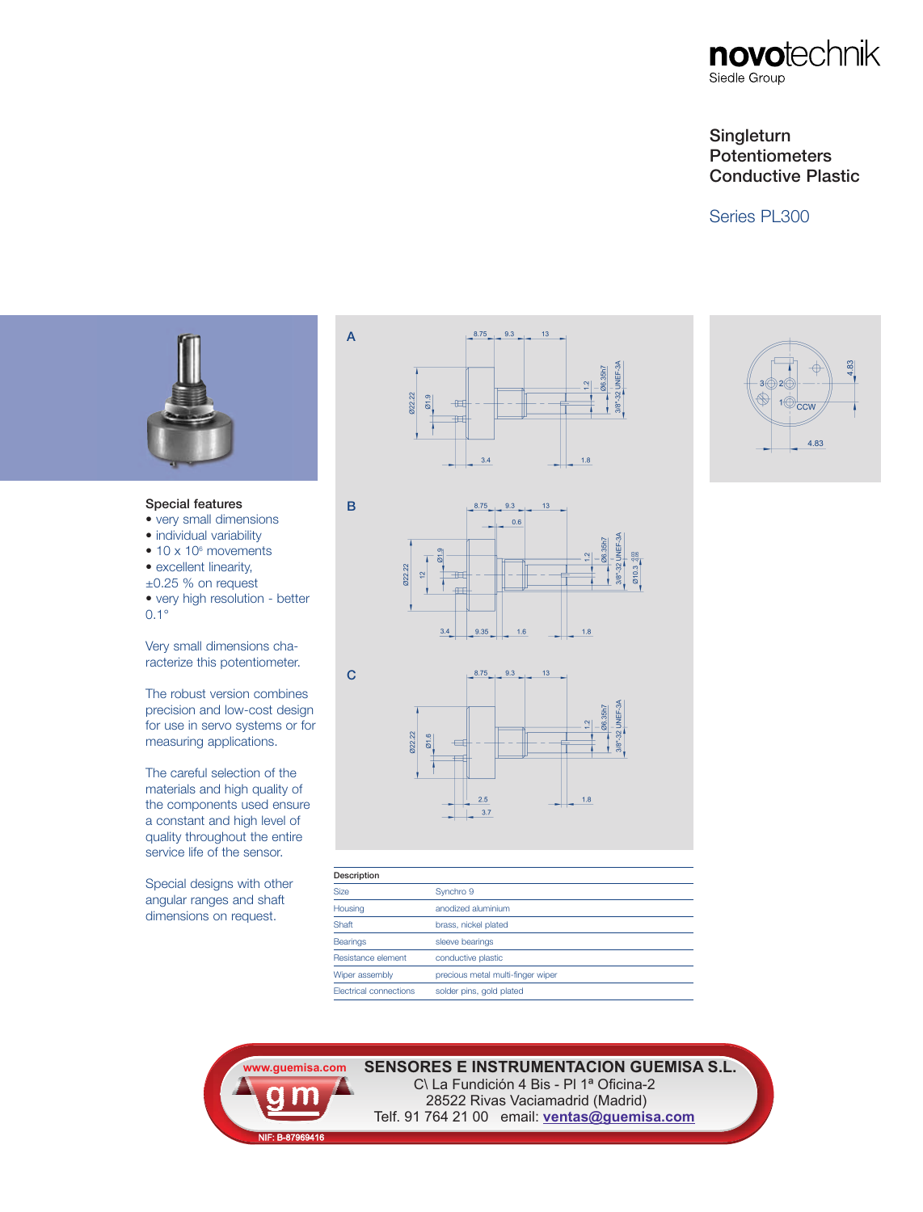# novotechnik

Siedle Group

## Singleturn Potentiometers Conductive Plastic

## Series PL300

### Special features

- very small dimensions
- individual variability
- 10 x $10^6$ movements
- excellent linearity, ±0.25 % on request
- very high resolution - better 0.1°

Very small dimensions characterize this potentiometer.

The robust version combines precision and low-cost design for use in servo systems or for measuring applications.

The careful selection of the materials and high quality of the components used ensure a constant and high level of quality throughout the entire service life of the sensor.

Special designs with other angular ranges and shaft dimensions on request.

A

B

C

| Description | |
|---|---|
| Size | Synchro 9 |
| Housing | anodized aluminium |
| Shaft | brass, nickel plated |
| Bearings | sleeve bearings |
| Resistance element | conductive plastic |
| Wiper assembly | precious metal multi-finger wiper |
| Electrical connections | solder pins, gold plated |

**SENSORES E INSTRUMENTACION GUEMISA S.L.**
C\ La Fundición 4 Bis - Pl 1ª Oficina-2
28522 Rivas Vaciamadrid (Madrid)
Telf. 91 764 21 00 email: ventas@guemisa.com
www.guemisa.com
NIF: B-87969416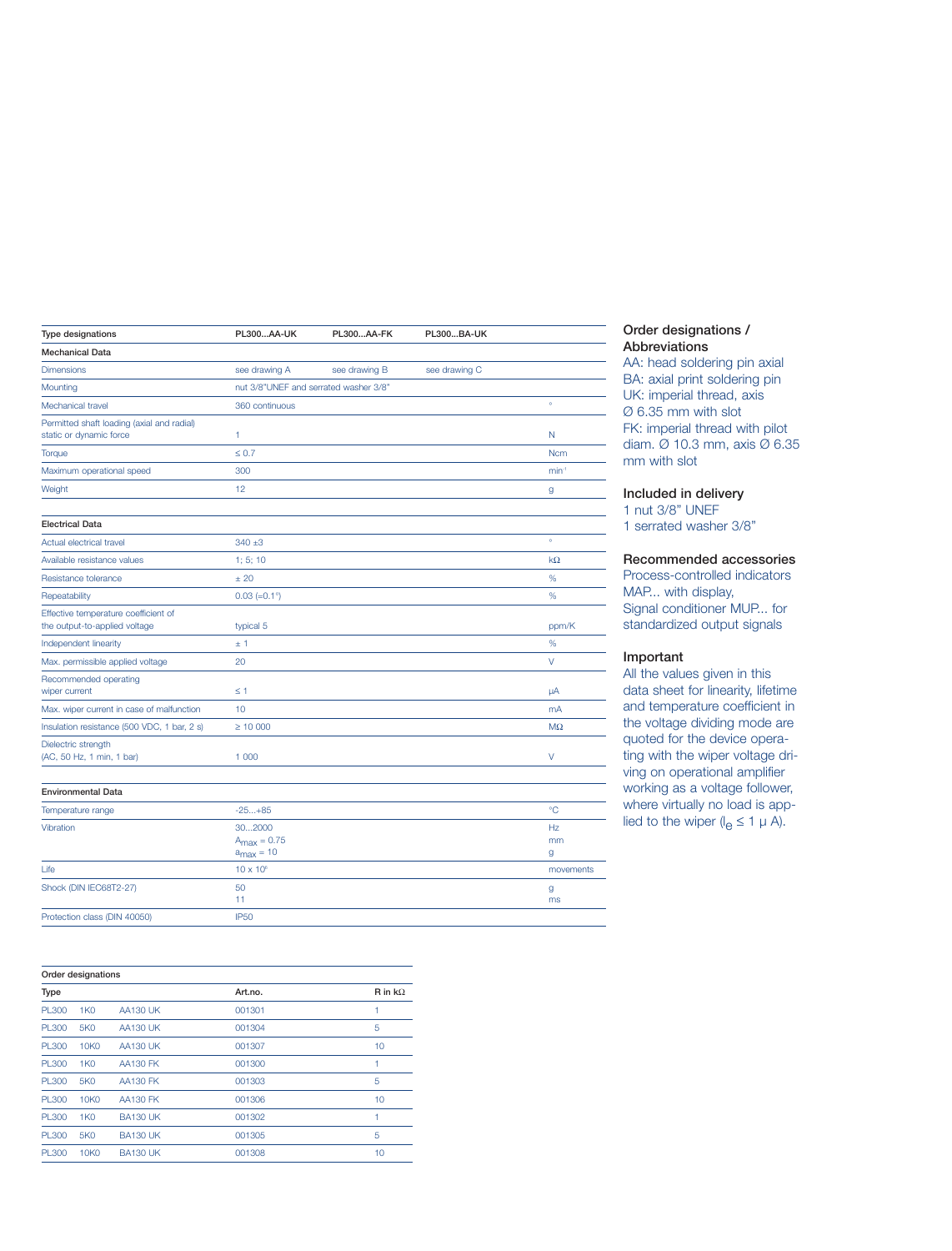| Type designations | PL300...AA-UK | PL300...AA-FK | PL300...BA-UK | |
|---|---|---|---|---|
| **Mechanical Data** | | | | |
| Dimensions | see drawing A | see drawing B | see drawing C | |
| Mounting | nut 3/8"UNEF and serrated washer 3/8" | | | |
| Mechanical travel | 360 continuous | | | ° |
| Permitted shaft loading (axial and radial) static or dynamic force | 1 | | | N |
| Torque | ≤ 0.7 | | | Ncm |
| Maximum operational speed | 300 | | | $min^{-1}$ |
| Weight | 12 | | | g |
| **Electrical Data** | | | | |
| Actual electrical travel | 340 ±3 | | | ° |
| Available resistance values | 1; 5; 10 | | | kΩ |
| Resistance tolerance | ± 20 | | | % |
| Repeatability | 0.03 (≏0.1°) | | | % |
| Effective temperature coefficient of the output-to-applied voltage | typical 5 | | | ppm/K |
| Independent linearity | ± 1 | | | % |
| Max. permissible applied voltage | 20 | | | V |
| Recommended operating wiper current | ≤ 1 | | | μA |
| Max. wiper current in case of malfunction | 10 | | | mA |
| Insulation resistance (500 VDC, 1 bar, 2 s) | ≥ 10 000 | | | MΩ |
| Dielectric strength (AC, 50 Hz, 1 min, 1 bar) | 1 000 | | | V |
| **Environmental Data** | | | | |
| Temperature range | -25...+85 | | | °C |
| Vibration | 30...2000<br>$A_{max}$ = 0.75<br>$a_{max}$ = 10 | | | Hz<br>mm<br>g |
| Life | 10 x $10^6$ | | | movements |
| Shock (DIN IEC68T2-27) | 50<br>11 | | | g<br>ms |
| Protection class (DIN 40050) | IP50 | | | |

### Order designations / Abbreviations

AA: head soldering pin axial
BA: axial print soldering pin
UK: imperial thread, axis Ø 6.35 mm with slot
FK: imperial thread with pilot diam. Ø 10.3 mm, axis Ø 6.35 mm with slot

### Included in delivery

1 nut 3/8" UNEF
1 serrated washer 3/8"

### Recommended accessories

Process-controlled indicators MAP... with display,
Signal conditioner MUP... for standardized output signals

### Important

All the values given in this data sheet for linearity, lifetime and temperature coefficient in the voltage dividing mode are quoted for the device operating with the wiper voltage driving on operational amplifier working as a voltage follower, where virtually no load is applied to the wiper ($I_e$ ≤ 1 μ A).

**Order designations**

| Type | | | Art.no. | R in kΩ |
|---|---|---|---|---|
| PL300 | 1K0 | AA130 UK | 001301 | 1 |
| PL300 | 5K0 | AA130 UK | 001304 | 5 |
| PL300 | 10K0 | AA130 UK | 001307 | 10 |
| PL300 | 1K0 | AA130 FK | 001300 | 1 |
| PL300 | 5K0 | AA130 FK | 001303 | 5 |
| PL300 | 10K0 | AA130 FK | 001306 | 10 |
| PL300 | 1K0 | BA130 UK | 001302 | 1 |
| PL300 | 5K0 | BA130 UK | 001305 | 5 |
| PL300 | 10K0 | BA130 UK | 001308 | 10 |